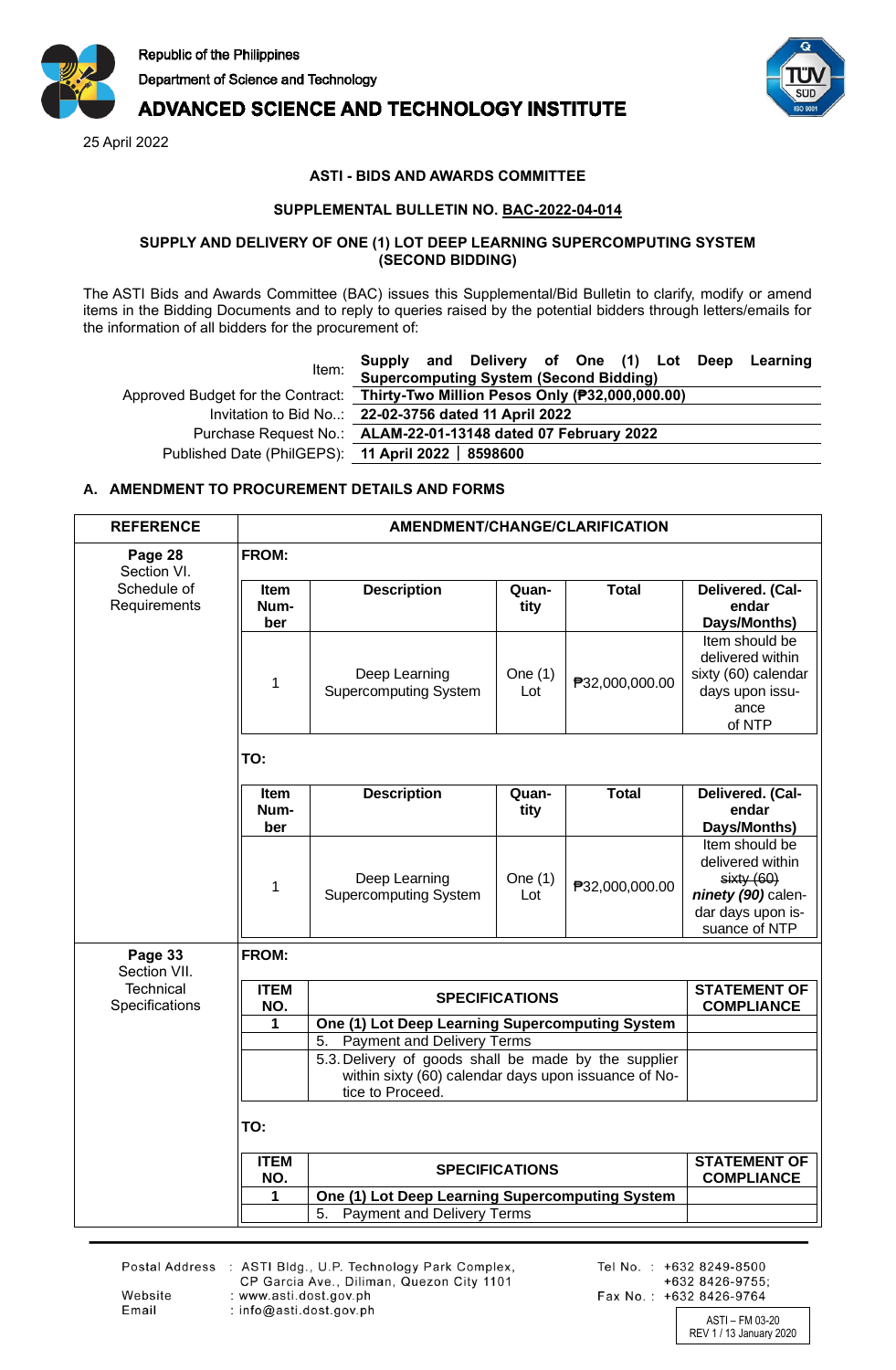Republic of the Philippines
Department of Science and Technology

# ADVANCED SCIENCE AND TECHNOLOGY INSTITUTE

25 April 2022

**ASTI - BIDS AND AWARDS COMMITTEE**

**SUPPLEMENTAL BULLETIN NO. BAC-2022-04-014**

**SUPPLY AND DELIVERY OF ONE (1) LOT DEEP LEARNING SUPERCOMPUTING SYSTEM (SECOND BIDDING)**

The ASTI Bids and Awards Committee (BAC) issues this Supplemental/Bid Bulletin to clarify, modify or amend items in the Bidding Documents and to reply to queries raised by the potential bidders through letters/emails for the information of all bidders for the procurement of:

| | |
|---|---|
| Item: | **Supply and Delivery of One (1) Lot Deep Learning Supercomputing System (Second Bidding)** |
| Approved Budget for the Contract: | **Thirty-Two Million Pesos Only (₱32,000,000.00)** |
| Invitation to Bid No..: | **22-02-3756 dated 11 April 2022** |
| Purchase Request No.: | **ALAM-22-01-13148 dated 07 February 2022** |
| Published Date (PhilGEPS): | **11 April 2022 │ 8598600** |

## A. AMENDMENT TO PROCUREMENT DETAILS AND FORMS

| REFERENCE | AMENDMENT/CHANGE/CLARIFICATION |
|---|---|
| **Page 28** Section VI. Schedule of Requirements | **FROM:** |

| Item Number | Description | Quantity | Total | Delivered. (Calendar Days/Months) |
|---|---|---|---|---|
| 1 | Deep Learning Supercomputing System | One (1) Lot | ₱32,000,000.00 | Item should be delivered within sixty (60) calendar days upon issuance of NTP |

**TO:**

| Item Number | Description | Quantity | Total | Delivered. (Calendar Days/Months) |
|---|---|---|---|---|
| 1 | Deep Learning Supercomputing System | One (1) Lot | ₱32,000,000.00 | Item should be delivered within ~~sixty (60)~~ ***ninety (90)*** calendar days upon issuance of NTP |

| REFERENCE | AMENDMENT/CHANGE/CLARIFICATION |
|---|---|
| **Page 33** Section VII. Technical Specifications | **FROM:** |

| ITEM NO. | SPECIFICATIONS | STATEMENT OF COMPLIANCE |
|---|---|---|
| **1** | **One (1) Lot Deep Learning Supercomputing System** | |
| | 5. Payment and Delivery Terms | |
| | 5.3. Delivery of goods shall be made by the supplier within sixty (60) calendar days upon issuance of Notice to Proceed. | |

**TO:**

| ITEM NO. | SPECIFICATIONS | STATEMENT OF COMPLIANCE |
|---|---|---|
| **1** | **One (1) Lot Deep Learning Supercomputing System** | |
| | 5. Payment and Delivery Terms | |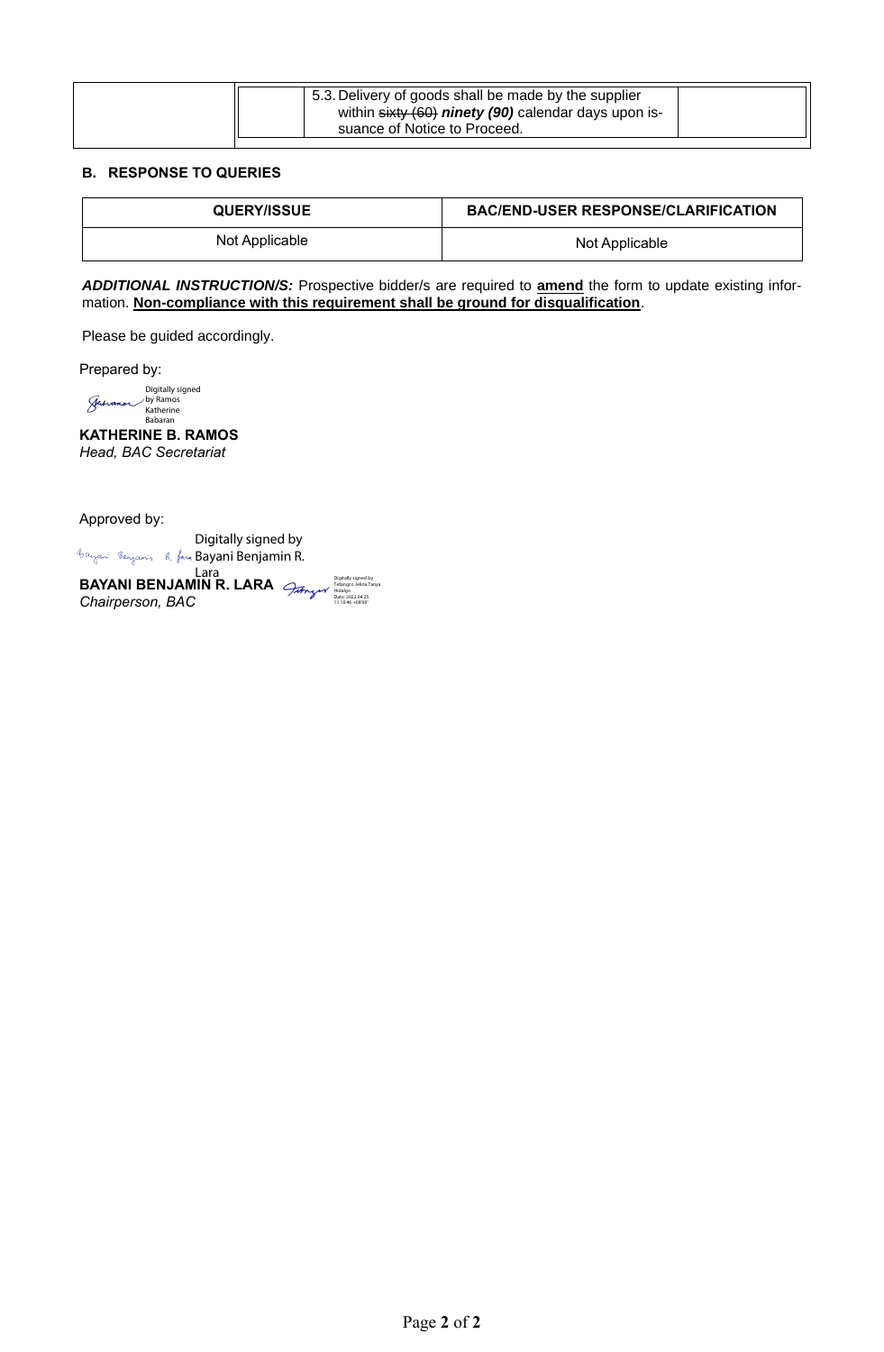| | | | |
|---|---|---|---|
| | | 5.3. Delivery of goods shall be made by the supplier within ~~sixty (60)~~ ***ninety (90)*** calendar days upon issuance of Notice to Proceed. | |

**B. RESPONSE TO QUERIES**

| QUERY/ISSUE | BAC/END-USER RESPONSE/CLARIFICATION |
|---|---|
| Not Applicable | Not Applicable |

***ADDITIONAL INSTRUCTION/S:*** Prospective bidder/s are required to **amend** the form to update existing information. **Non-compliance with this requirement shall be ground for disqualification**.

Please be guided accordingly.

Prepared by:

Digitally signed by Ramos Katherine Babaran

**KATHERINE B. RAMOS**
*Head, BAC Secretariat*

Approved by:

Digitally signed by Bayani Benjamin R. Lara

**BAYANI BENJAMIN R. LARA**
*Chairperson, BAC*

Digitally signed by Tetangco Jelina Tanya Hidalgo
Date: 2022.04.25 11:18:46 +08'00'